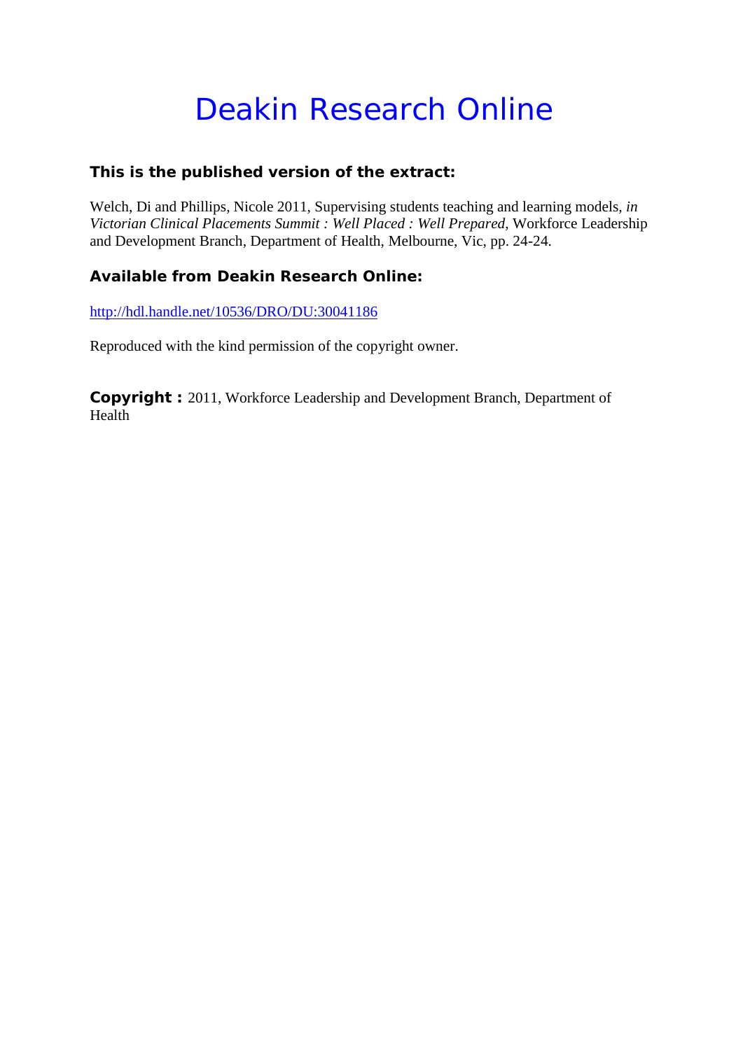# Deakin Research Online

### This is the published version of the extract:

Welch, Di and Phillips, Nicole 2011, Supervising students teaching and learning models, *in Victorian Clinical Placements Summit : Well Placed : Well Prepared*, Workforce Leadership and Development Branch, Department of Health, Melbourne, Vic, pp. 24-24.

### Available from Deakin Research Online:

http://hdl.handle.net/10536/DRO/DU:30041186

Reproduced with the kind permission of the copyright owner.

**Copyright :** 2011, Workforce Leadership and Development Branch, Department of Health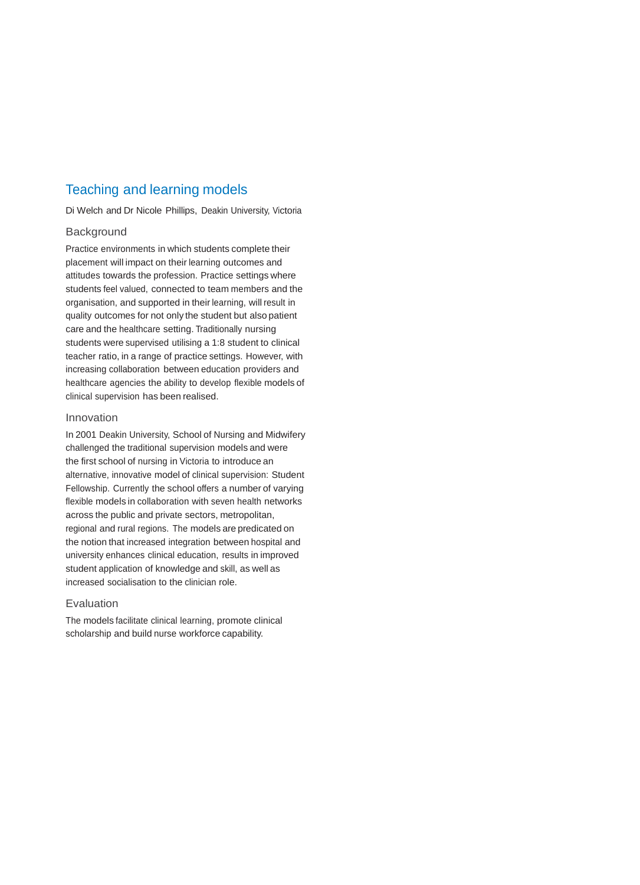## Teaching and learning models

Di Welch and Dr Nicole Phillips, Deakin University, Victoria

### Background

Practice environments in which students complete their placement will impact on their learning outcomes and attitudes towards the profession. Practice settings where students feel valued, connected to team members and the organisation, and supported in their learning, will result in quality outcomes for not only the student but also patient care and the healthcare setting. Traditionally nursing students were supervised utilising a 1:8 student to clinical teacher ratio, in a range of practice settings. However, with increasing collaboration between education providers and healthcare agencies the ability to develop flexible models of clinical supervision has been realised.

### Innovation

In 2001 Deakin University, School of Nursing and Midwifery challenged the traditional supervision models and were the first school of nursing in Victoria to introduce an alternative, innovative model of clinical supervision: Student Fellowship. Currently the school offers a number of varying flexible models in collaboration with seven health networks across the public and private sectors, metropolitan, regional and rural regions. The models are predicated on the notion that increased integration between hospital and university enhances clinical education, results in improved student application of knowledge and skill, as well as increased socialisation to the clinician role.

### Evaluation

The models facilitate clinical learning, promote clinical scholarship and build nurse workforce capability.